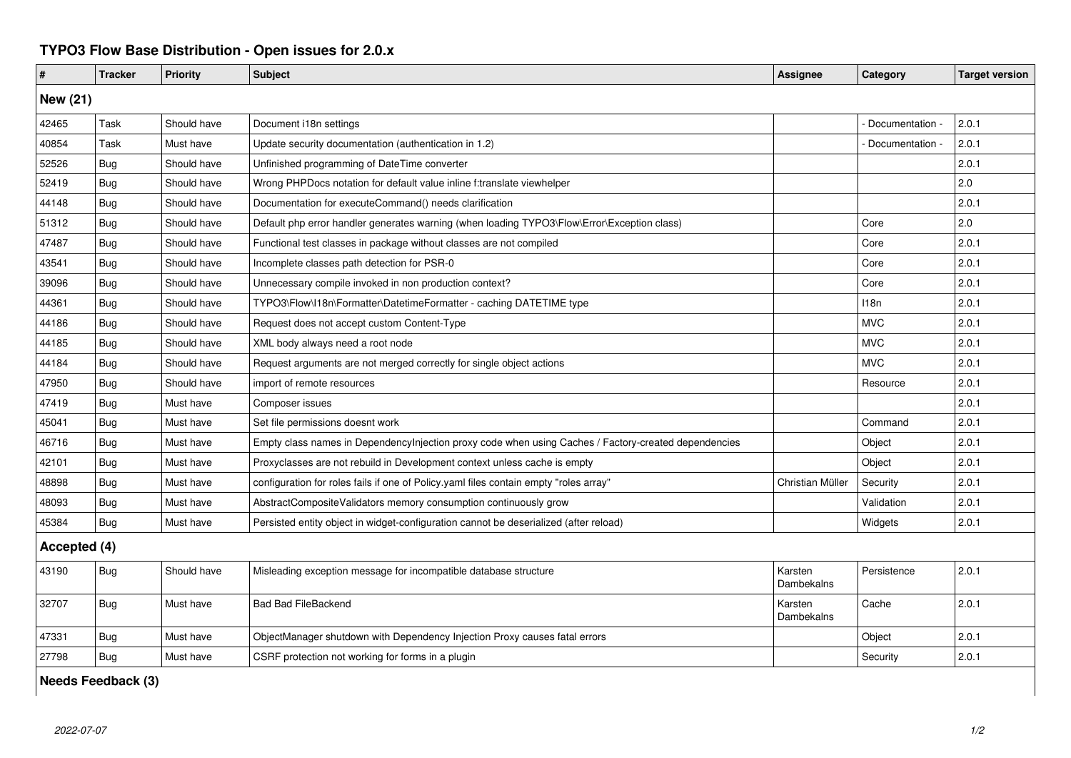# TYPO3 Flow Base Distribution - Open issues for 2.0.x

| # | Tracker | Priority | Subject | Assignee | Category | Target version |
|---|---|---|---|---|---|---|
| **New (21)** | | | | | | |
| 42465 | Task | Should have | Document i18n settings | | - Documentation - | 2.0.1 |
| 40854 | Task | Must have | Update security documentation (authentication in 1.2) | | - Documentation - | 2.0.1 |
| 52526 | Bug | Should have | Unfinished programming of DateTime converter | | | 2.0.1 |
| 52419 | Bug | Should have | Wrong PHPDocs notation for default value inline f:translate viewhelper | | | 2.0 |
| 44148 | Bug | Should have | Documentation for executeCommand() needs clarification | | | 2.0.1 |
| 51312 | Bug | Should have | Default php error handler generates warning (when loading TYPO3\Flow\Error\Exception class) | | Core | 2.0 |
| 47487 | Bug | Should have | Functional test classes in package without classes are not compiled | | Core | 2.0.1 |
| 43541 | Bug | Should have | Incomplete classes path detection for PSR-0 | | Core | 2.0.1 |
| 39096 | Bug | Should have | Unnecessary compile invoked in non production context? | | Core | 2.0.1 |
| 44361 | Bug | Should have | TYPO3\Flow\I18n\Formatter\DatetimeFormatter - caching DATETIME type | | I18n | 2.0.1 |
| 44186 | Bug | Should have | Request does not accept custom Content-Type | | MVC | 2.0.1 |
| 44185 | Bug | Should have | XML body always need a root node | | MVC | 2.0.1 |
| 44184 | Bug | Should have | Request arguments are not merged correctly for single object actions | | MVC | 2.0.1 |
| 47950 | Bug | Should have | import of remote resources | | Resource | 2.0.1 |
| 47419 | Bug | Must have | Composer issues | | | 2.0.1 |
| 45041 | Bug | Must have | Set file permissions doesnt work | | Command | 2.0.1 |
| 46716 | Bug | Must have | Empty class names in DependencyInjection proxy code when using Caches / Factory-created dependencies | | Object | 2.0.1 |
| 42101 | Bug | Must have | Proxyclasses are not rebuild in Development context unless cache is empty | | Object | 2.0.1 |
| 48898 | Bug | Must have | configuration for roles fails if one of Policy.yaml files contain empty "roles array" | Christian Müller | Security | 2.0.1 |
| 48093 | Bug | Must have | AbstractCompositeValidators memory consumption continuously grow | | Validation | 2.0.1 |
| 45384 | Bug | Must have | Persisted entity object in widget-configuration cannot be deserialized (after reload) | | Widgets | 2.0.1 |
| **Accepted (4)** | | | | | | |
| 43190 | Bug | Should have | Misleading exception message for incompatible database structure | Karsten Dambekalns | Persistence | 2.0.1 |
| 32707 | Bug | Must have | Bad Bad FileBackend | Karsten Dambekalns | Cache | 2.0.1 |
| 47331 | Bug | Must have | ObjectManager shutdown with Dependency Injection Proxy causes fatal errors | | Object | 2.0.1 |
| 27798 | Bug | Must have | CSRF protection not working for forms in a plugin | | Security | 2.0.1 |
| **Needs Feedback (3)** | | | | | | |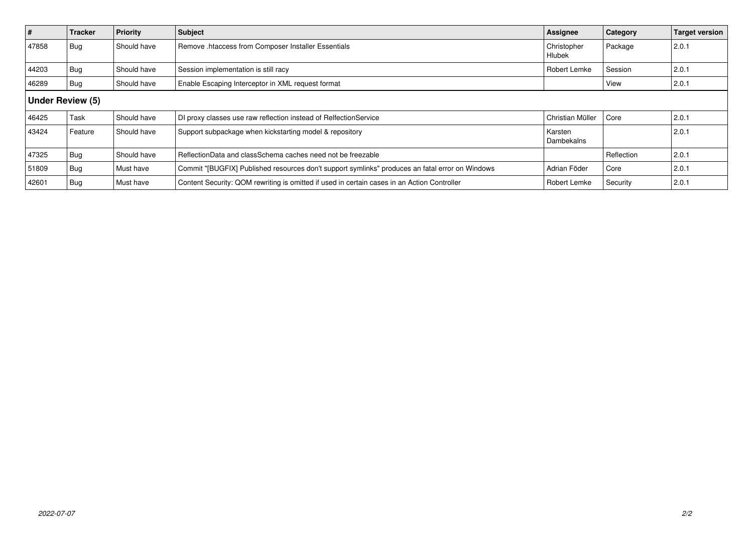| # | Tracker | Priority | Subject | Assignee | Category | Target version |
|---|---|---|---|---|---|---|
| 47858 | Bug | Should have | Remove .htaccess from Composer Installer Essentials | Christopher Hlubek | Package | 2.0.1 |
| 44203 | Bug | Should have | Session implementation is still racy | Robert Lemke | Session | 2.0.1 |
| 46289 | Bug | Should have | Enable Escaping Interceptor in XML request format | | View | 2.0.1 |

## Under Review (5)

| # | Tracker | Priority | Subject | Assignee | Category | Target version |
|---|---|---|---|---|---|---|
| 46425 | Task | Should have | DI proxy classes use raw reflection instead of RelfectionService | Christian Müller | Core | 2.0.1 |
| 43424 | Feature | Should have | Support subpackage when kickstarting model & repository | Karsten Dambekalns | | 2.0.1 |
| 47325 | Bug | Should have | ReflectionData and classSchema caches need not be freezable | | Reflection | 2.0.1 |
| 51809 | Bug | Must have | Commit "[BUGFIX] Published resources don't support symlinks" produces an fatal error on Windows | Adrian Föder | Core | 2.0.1 |
| 42601 | Bug | Must have | Content Security: QOM rewriting is omitted if used in certain cases in an Action Controller | Robert Lemke | Security | 2.0.1 |